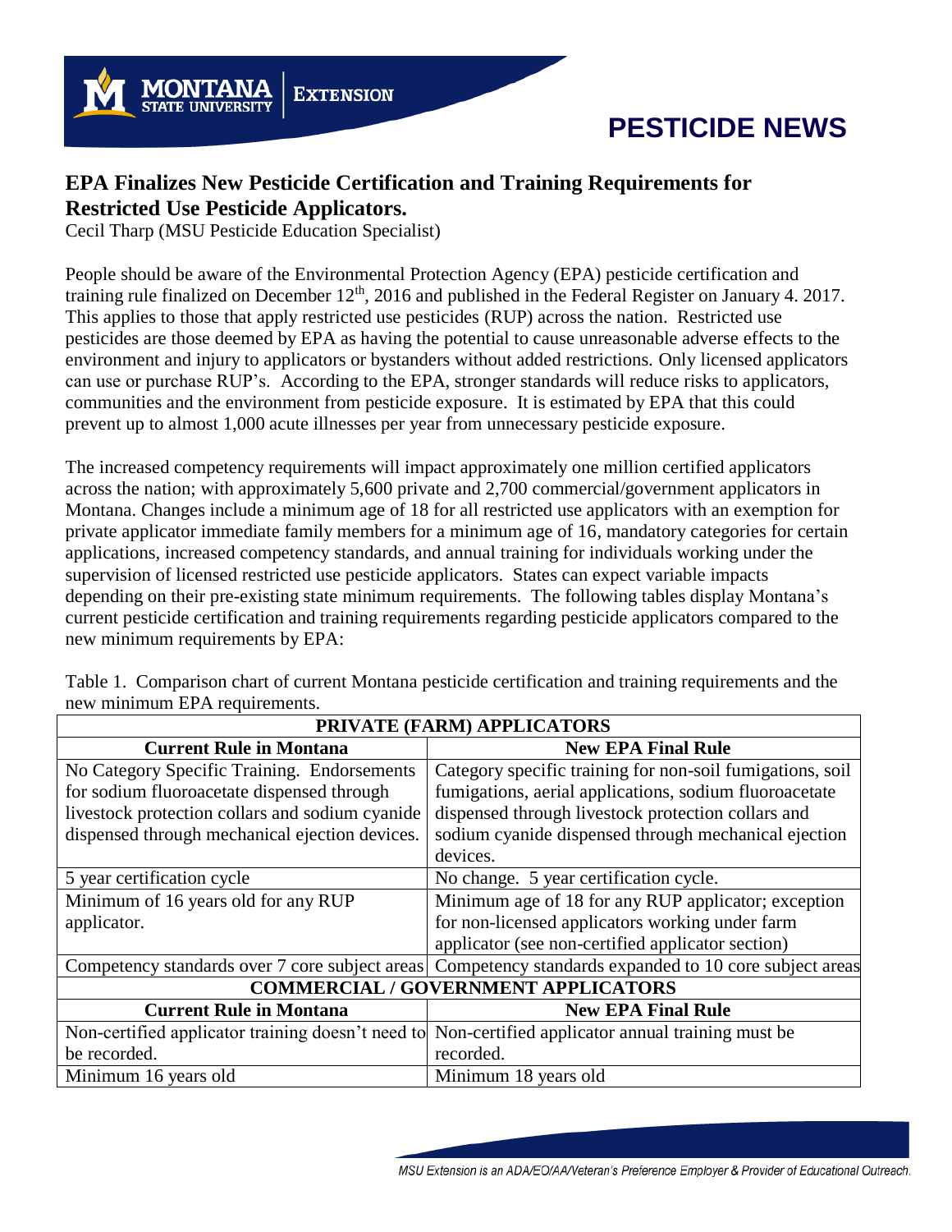# PESTICIDE NEWS

## EPA Finalizes New Pesticide Certification and Training Requirements for Restricted Use Pesticide Applicators.

Cecil Tharp (MSU Pesticide Education Specialist)

People should be aware of the Environmental Protection Agency (EPA) pesticide certification and training rule finalized on December 12th, 2016 and published in the Federal Register on January 4. 2017. This applies to those that apply restricted use pesticides (RUP) across the nation. Restricted use pesticides are those deemed by EPA as having the potential to cause unreasonable adverse effects to the environment and injury to applicators or bystanders without added restrictions. Only licensed applicators can use or purchase RUP's. According to the EPA, stronger standards will reduce risks to applicators, communities and the environment from pesticide exposure. It is estimated by EPA that this could prevent up to almost 1,000 acute illnesses per year from unnecessary pesticide exposure.

The increased competency requirements will impact approximately one million certified applicators across the nation; with approximately 5,600 private and 2,700 commercial/government applicators in Montana. Changes include a minimum age of 18 for all restricted use applicators with an exemption for private applicator immediate family members for a minimum age of 16, mandatory categories for certain applications, increased competency standards, and annual training for individuals working under the supervision of licensed restricted use pesticide applicators. States can expect variable impacts depending on their pre-existing state minimum requirements. The following tables display Montana's current pesticide certification and training requirements regarding pesticide applicators compared to the new minimum requirements by EPA:

Table 1. Comparison chart of current Montana pesticide certification and training requirements and the new minimum EPA requirements.

| **PRIVATE (FARM) APPLICATORS** | |
|---|---|
| **Current Rule in Montana** | **New EPA Final Rule** |
| No Category Specific Training. Endorsements for sodium fluoroacetate dispensed through livestock protection collars and sodium cyanide dispensed through mechanical ejection devices. | Category specific training for non-soil fumigations, soil fumigations, aerial applications, sodium fluoroacetate dispensed through livestock protection collars and sodium cyanide dispensed through mechanical ejection devices. |
| 5 year certification cycle | No change. 5 year certification cycle. |
| Minimum of 16 years old for any RUP applicator. | Minimum age of 18 for any RUP applicator; exception for non-licensed applicators working under farm applicator (see non-certified applicator section) |
| Competency standards over 7 core subject areas | Competency standards expanded to 10 core subject areas |
| **COMMERCIAL / GOVERNMENT APPLICATORS** | |
| **Current Rule in Montana** | **New EPA Final Rule** |
| Non-certified applicator training doesn't need to be recorded. | Non-certified applicator annual training must be recorded. |
| Minimum 16 years old | Minimum 18 years old |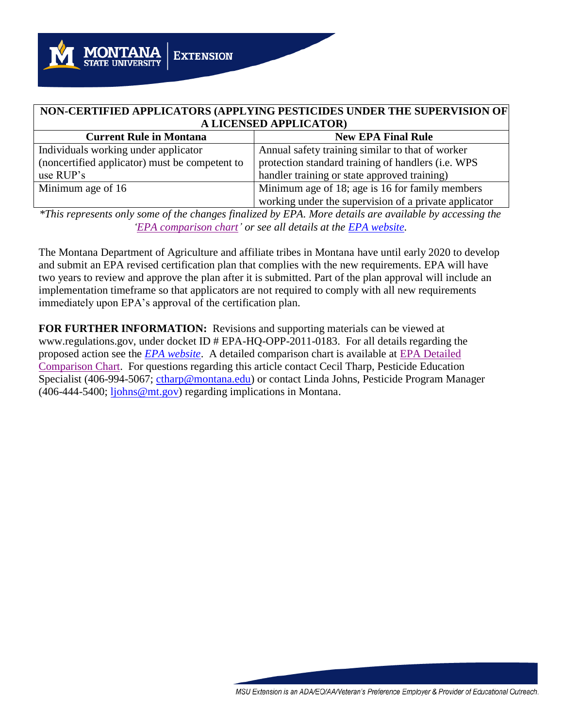| NON-CERTIFIED APPLICATORS (APPLYING PESTICIDES UNDER THE SUPERVISION OF A LICENSED APPLICATOR) | |
|---|---|
| **Current Rule in Montana** | **New EPA Final Rule** |
| Individuals working under applicator (noncertified applicator) must be competent to use RUP's | Annual safety training similar to that of worker protection standard training of handlers (i.e. WPS handler training or state approved training) |
| Minimum age of 16 | Minimum age of 18; age is 16 for family members working under the supervision of a private applicator |

*\*This represents only some of the changes finalized by EPA. More details are available by accessing the 'EPA comparison chart' or see all details at the EPA website.*

The Montana Department of Agriculture and affiliate tribes in Montana have until early 2020 to develop and submit an EPA revised certification plan that complies with the new requirements. EPA will have two years to review and approve the plan after it is submitted. Part of the plan approval will include an implementation timeframe so that applicators are not required to comply with all new requirements immediately upon EPA's approval of the certification plan.

**FOR FURTHER INFORMATION:** Revisions and supporting materials can be viewed at www.regulations.gov, under docket ID # EPA-HQ-OPP-2011-0183. For all details regarding the proposed action see the *EPA website*. A detailed comparison chart is available at EPA Detailed Comparison Chart. For questions regarding this article contact Cecil Tharp, Pesticide Education Specialist (406-994-5067; ctharp@montana.edu) or contact Linda Johns, Pesticide Program Manager (406-444-5400; ljohns@mt.gov) regarding implications in Montana.

MSU Extension is an ADA/EO/AA/Veteran's Preference Employer & Provider of Educational Outreach.